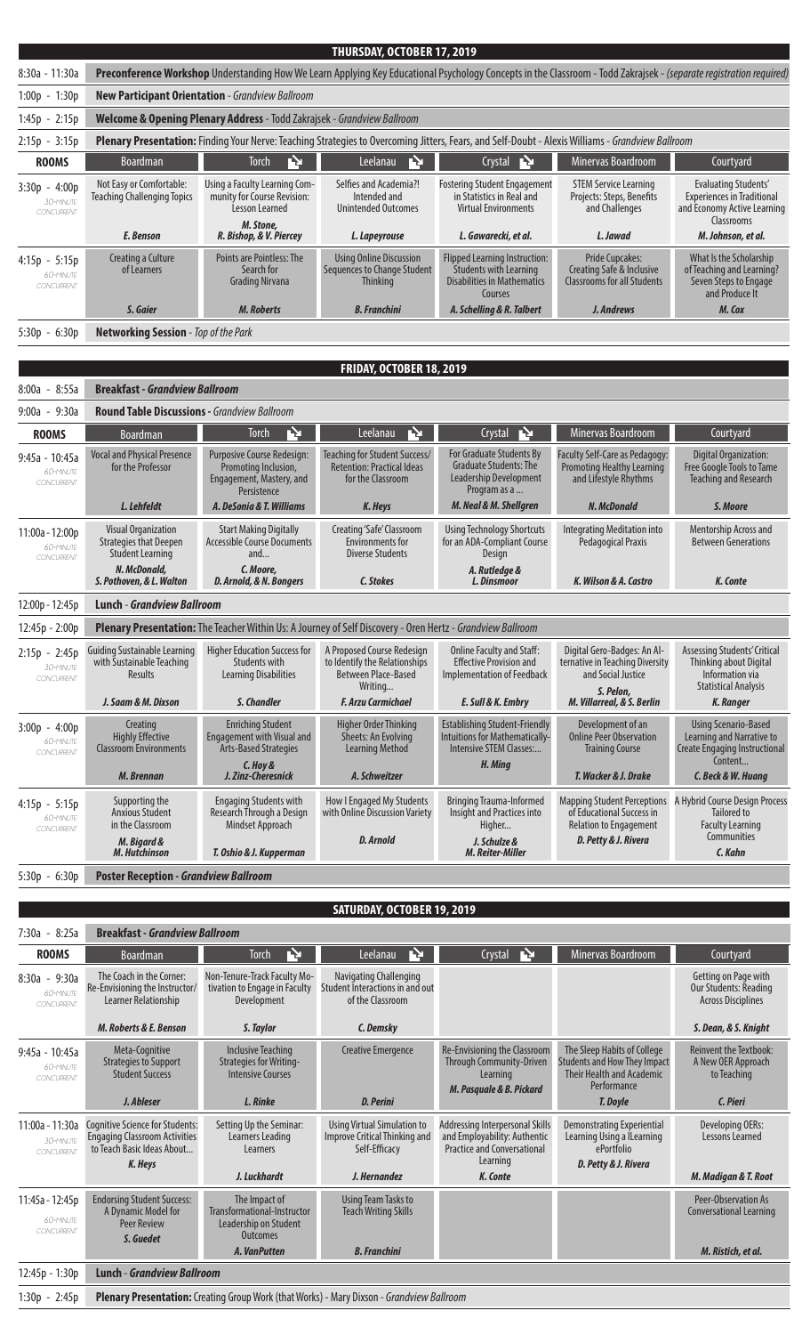## THURSDAY, OCTOBER 17, 2019

| | | | | | | |
|---|---|---|---|---|---|---|
| 8:30a - 11:30a | **Preconference Workshop** Understanding How We Learn Applying Key Educational Psychology Concepts in the Classroom - Todd Zakrajsek - *(separate registration required)* | | | | | |
| 1:00p - 1:30p | **New Participant Orientation** - *Grandview Ballroom* | | | | | |
| 1:45p - 2:15p | **Welcome & Opening Plenary Address** - Todd Zakrajsek - *Grandview Ballroom* | | | | | |
| 2:15p - 3:15p | **Plenary Presentation:** Finding Your Nerve: Teaching Strategies to Overcoming Jitters, Fears, and Self-Doubt - Alexis Williams - *Grandview Ballroom* | | | | | |
| **ROOMS** | Boardman | Torch | Leelanau | Crystal | Minervas Boardroom | Courtyard |
| 3:30p - 4:00p *30-MINUTE CONCURRENT* | Not Easy or Comfortable: Teaching Challenging Topics ***E. Benson*** | Using a Faculty Learning Community for Course Revision: Lesson Learned ***M. Stone, R. Bishop, & V. Piercey*** | Selfies and Academia?! Intended and Unintended Outcomes ***L. Lapeyrouse*** | Fostering Student Engagement in Statistics in Real and Virtual Environments ***L. Gawarecki, et al.*** | STEM Service Learning Projects: Steps, Benefits and Challenges ***L. Jawad*** | Evaluating Students' Experiences in Traditional and Economy Active Learning Classrooms ***M. Johnson, et al.*** |
| 4:15p - 5:15p *60-MINUTE CONCURRENT* | Creating a Culture of Learners ***S. Gaier*** | Points are Pointless: The Search for Grading Nirvana ***M. Roberts*** | Using Online Discussion Sequences to Change Student Thinking ***B. Franchini*** | Flipped Learning Instruction: Students with Learning Disabilities in Mathematics Courses ***A. Schelling & R. Talbert*** | Pride Cupcakes: Creating Safe & Inclusive Classrooms for all Students ***J. Andrews*** | What Is the Scholarship of Teaching and Learning? Seven Steps to Engage and Produce It ***M. Cox*** |
| 5:30p - 6:30p | **Networking Session** - *Top of the Park* | | | | | |

## FRIDAY, OCTOBER 18, 2019

| | | | | | | |
|---|---|---|---|---|---|---|
| 8:00a - 8:55a | **Breakfast - *Grandview Ballroom*** | | | | | |
| 9:00a - 9:30a | **Round Table Discussions -** *Grandview Ballroom* | | | | | |
| **ROOMS** | Boardman | Torch | Leelanau | Crystal | Minervas Boardroom | Courtyard |
| 9:45a - 10:45a *60-MINUTE CONCURRENT* | Vocal and Physical Presence for the Professor ***L. Lehfeldt*** | Purposive Course Redesign: Promoting Inclusion, Engagement, Mastery, and Persistence ***A. DeSonia & T. Williams*** | Teaching for Student Success/ Retention: Practical Ideas for the Classroom ***K. Heys*** | For Graduate Students By Graduate Students: The Leadership Development Program as a ... ***M. Neal & M. Shellgren*** | Faculty Self-Care as Pedagogy: Promoting Healthy Learning and Lifestyle Rhythms ***N. McDonald*** | Digital Organization: Free Google Tools to Tame Teaching and Research ***S. Moore*** |
| 11:00a - 12:00p *60-MINUTE CONCURRENT* | Visual Organization Strategies that Deepen Student Learning ***N. McDonald, S. Pothoven, & L. Walton*** | Start Making Digitally Accessible Course Documents and... ***C. Moore, D. Arnold, & N. Bongers*** | Creating 'Safe' Classroom Environments for Diverse Students ***C. Stokes*** | Using Technology Shortcuts for an ADA-Compliant Course Design ***A. Rutledge & L. Dinsmoor*** | Integrating Meditation into Pedagogical Praxis ***K. Wilson & A. Castro*** | Mentorship Across and Between Generations ***K. Conte*** |
| 12:00p - 12:45p | **Lunch** - *Grandview Ballroom* | | | | | |
| 12:45p - 2:00p | **Plenary Presentation:** The Teacher Within Us: A Journey of Self Discovery - Oren Hertz - *Grandview Ballroom* | | | | | |
| 2:15p - 2:45p *30-MINUTE CONCURRENT* | Guiding Sustainable Learning with Sustainable Teaching Results ***J. Saam & M. Dixson*** | Higher Education Success for Students with Learning Disabilities ***S. Chandler*** | A Proposed Course Redesign to Identify the Relationships Between Place-Based Writing... ***F. Arzu Carmichael*** | Online Faculty and Staff: Effective Provision and Implementation of Feedback ***E. Sull & K. Embry*** | Digital Gero-Badges: An Alternative in Teaching Diversity and Social Justice ***S. Pelon, M. Villarreal, & S. Berlin*** | Assessing Students' Critical Thinking about Digital Information via Statistical Analysis ***K. Ranger*** |
| 3:00p - 4:00p *60-MINUTE CONCURRENT* | Creating Highly Effective Classroom Environments ***M. Brennan*** | Enriching Student Engagement with Visual and Arts-Based Strategies ***C. Hoy & J. Zinz-Cheresnick*** | Higher Order Thinking Sheets: An Evolving Learning Method ***A. Schweitzer*** | Establishing Student-Friendly Intuitions for Mathematically-Intensive STEM Classes:... ***H. Ming*** | Development of an Online Peer Observation Training Course ***T. Wacker & J. Drake*** | Using Scenario-Based Learning and Narrative to Create Engaging Instructional Content... ***C. Beck & W. Huang*** |
| 4:15p - 5:15p *60-MINUTE CONCURRENT* | Supporting the Anxious Student in the Classroom ***M. Bigard & M. Hutchinson*** | Engaging Students with Research Through a Design Mindset Approach ***T. Oshio & J. Kupperman*** | How I Engaged My Students with Online Discussion Variety ***D. Arnold*** | Bringing Trauma-Informed Insight and Practices into Higher... ***J. Schulze & M. Reiter-Miller*** | Mapping Student Perceptions of Educational Success in Relation to Engagement ***D. Petty & J. Rivera*** | A Hybrid Course Design Process Tailored to Faculty Learning Communities ***C. Kahn*** |
| 5:30p - 6:30p | **Poster Reception - *Grandview Ballroom*** | | | | | |

## SATURDAY, OCTOBER 19, 2019

| | | | | | | |
|---|---|---|---|---|---|---|
| 7:30a - 8:25a | **Breakfast - *Grandview Ballroom*** | | | | | |
| **ROOMS** | Boardman | Torch | Leelanau | Crystal | Minervas Boardroom | Courtyard |
| 8:30a - 9:30a *60-MINUTE CONCURRENT* | The Coach in the Corner: Re-Envisioning the Instructor/ Learner Relationship ***M. Roberts & E. Benson*** | Non-Tenure-Track Faculty Motivation to Engage in Faculty Development ***S. Taylor*** | Navigating Challenging Student Interactions in and out of the Classroom ***C. Demsky*** | | | Getting on Page with Our Students: Reading Across Disciplines ***S. Dean, & S. Knight*** |
| 9:45a - 10:45a *60-MINUTE CONCURRENT* | Meta-Cognitive Strategies to Support Student Success ***J. Ableser*** | Inclusive Teaching Strategies for Writing-Intensive Courses ***L. Rinke*** | Creative Emergence ***D. Perini*** | Re-Envisioning the Classroom Through Community-Driven Learning ***M. Pasquale & B. Pickard*** | The Sleep Habits of College Students and How They Impact Their Health and Academic Performance ***T. Doyle*** | Reinvent the Textbook: A New OER Approach to Teaching ***C. Pieri*** |
| 11:00a - 11:30a *30-MINUTE CONCURRENT* | Cognitive Science for Students: Engaging Classroom Activities to Teach Basic Ideas About... ***K. Heys*** | Setting Up the Seminar: Learners Leading Learners ***J. Luckhardt*** | Using Virtual Simulation to Improve Critical Thinking and Self-Efficacy ***J. Hernandez*** | Addressing Interpersonal Skills and Employability: Authentic Practice and Conversational Learning ***K. Conte*** | Demonstrating Experiential Learning Using a lLearning ePortfolio ***D. Petty & J. Rivera*** | Developing OERs: Lessons Learned ***M. Madigan & T. Root*** |
| 11:45a - 12:45p *60-MINUTE CONCURRENT* | Endorsing Student Success: A Dynamic Model for Peer Review ***S. Guedet*** | The Impact of Transformational-Instructor Leadership on Student Outcomes ***A. VanPutten*** | Using Team Tasks to Teach Writing Skills ***B. Franchini*** | | | Peer-Observation As Conversational Learning ***M. Ristich, et al.*** |
| 12:45p - 1:30p | **Lunch** - *Grandview Ballroom* | | | | | |
| 1:30p - 2:45p | **Plenary Presentation:** Creating Group Work (that Works) - Mary Dixson - *Grandview Ballroom* | | | | | |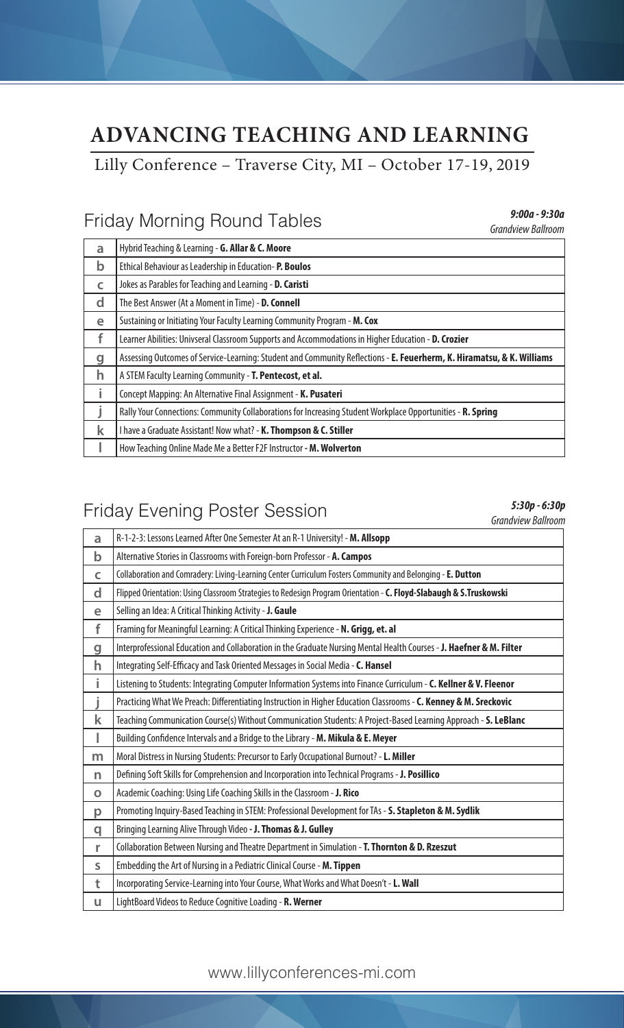# ADVANCING TEACHING AND LEARNING

Lilly Conference – Traverse City, MI – October 17-19, 2019

## Friday Morning Round Tables

***9:00a - 9:30a***
*Grandview Ballroom*

| | |
|---|---|
| a | Hybrid Teaching & Learning - **G. Allar & C. Moore** |
| b | Ethical Behaviour as Leadership in Education- **P. Boulos** |
| c | Jokes as Parables for Teaching and Learning - **D. Caristi** |
| d | The Best Answer (At a Moment in Time) - **D. Connell** |
| e | Sustaining or Initiating Your Faculty Learning Community Program - **M. Cox** |
| f | Learner Abilities: Univseral Classroom Supports and Accommodations in Higher Education - **D. Crozier** |
| g | Assessing Outcomes of Service-Learning: Student and Community Reflections - **E. Feuerherm, K. Hiramatsu, & K. Williams** |
| h | A STEM Faculty Learning Community - **T. Pentecost, et al.** |
| i | Concept Mapping: An Alternative Final Assignment - **K. Pusateri** |
| j | Rally Your Connections: Community Collaborations for Increasing Student Workplace Opportunities - **R. Spring** |
| k | I have a Graduate Assistant! Now what? - **K. Thompson & C. Stiller** |
| l | How Teaching Online Made Me a Better F2F Instructor **- M. Wolverton** |

## Friday Evening Poster Session

***5:30p - 6:30p***
*Grandview Ballroom*

| | |
|---|---|
| a | R-1-2-3: Lessons Learned After One Semester At an R-1 University! - **M. Allsopp** |
| b | Alternative Stories in Classrooms with Foreign-born Professor - **A. Campos** |
| c | Collaboration and Comradery: Living-Learning Center Curriculum Fosters Community and Belonging - **E. Dutton** |
| d | Flipped Orientation: Using Classroom Strategies to Redesign Program Orientation - **C. Floyd-Slabaugh & S.Truskowski** |
| e | Selling an Idea: A Critical Thinking Activity - **J. Gaule** |
| f | Framing for Meaningful Learning: A Critical Thinking Experience - **N. Grigg, et. al** |
| g | Interprofessional Education and Collaboration in the Graduate Nursing Mental Health Courses - **J. Haefner & M. Filter** |
| h | Integrating Self-Efficacy and Task Oriented Messages in Social Media - **C. Hansel** |
| i | Listening to Students: Integrating Computer Information Systems into Finance Curriculum - **C. Kellner & V. Fleenor** |
| j | Practicing What We Preach: Differentiating Instruction in Higher Education Classrooms - **C. Kenney & M. Sreckovic** |
| k | Teaching Communication Course(s) Without Communication Students: A Project-Based Learning Approach - **S. LeBlanc** |
| l | Building Confidence Intervals and a Bridge to the Library - **M. Mikula & E. Meyer** |
| m | Moral Distress in Nursing Students: Precursor to Early Occupational Burnout? - **L. Miller** |
| n | Defining Soft Skills for Comprehension and Incorporation into Technical Programs - **J. Posillico** |
| o | Academic Coaching: Using Life Coaching Skills in the Classroom - **J. Rico** |
| p | Promoting Inquiry-Based Teaching in STEM: Professional Development for TAs - **S. Stapleton & M. Sydlik** |
| q | Bringing Learning Alive Through Video **- J. Thomas & J. Gulley** |
| r | Collaboration Between Nursing and Theatre Department in Simulation - **T. Thornton & D. Rzeszut** |
| s | Embedding the Art of Nursing in a Pediatric Clinical Course - **M. Tippen** |
| t | Incorporating Service-Learning into Your Course, What Works and What Doesn't - **L. Wall** |
| u | LightBoard Videos to Reduce Cognitive Loading - **R. Werner** |

www.lillyconferences-mi.com